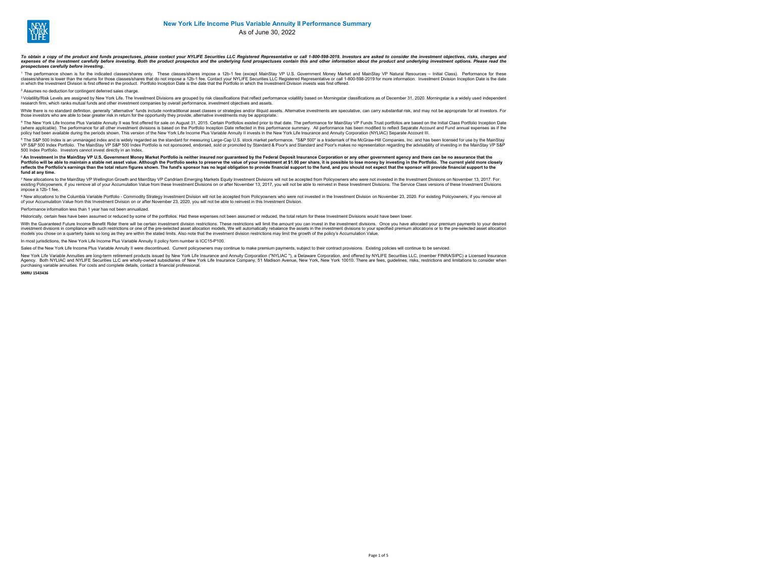# New York Life Income Plus Variable Annuity II Performance Summary

As of June 30, 2022

***To obtain a copy of the product and funds prospectuses, please contact your NYLIFE Securities LLC Registered Representative or call 1-800-598-2019. Investors are asked to consider the investment objectives, risks, charges and expenses of the investment carefully before investing. Both the product prospectus and the underlying fund prospectuses contain this and other information about the product and underlying investment options. Please read the prospectuses carefully before investing.***

[1] The performance shown is for the indicated classes/shares only. These classes/shares impose a 12b-1 fee (except MainStay VP U.S. Government Money Market and MainStay VP Natural Resources – Initial Class). Performance for these classes/shares is lower than the returns for those classes/shares that do not impose a 12b-1 fee. Contact your NYLIFE Securities LLC Registered Representative or call 1-800-598-2019 for more information. Investment Division Inception Date is the date in which the Investment Division is first offered in the product. Portfolio Inception Date is the date that the Portfolio in which the Investment Division invests was first offered.

[2] Assumes no deduction for contingent deferred sales charge.

[3] Volatility/Risk Levels are assigned by New York Life. The Investment Divisions are grouped by risk classifications that reflect performance volatility based on Morningstar classifications as of December 31, 2020. Morningstar is a widely used independent research firm, which ranks mutual funds and other investment companies by overall performance, investment objectives and assets.

While there is no standard definition, generally "alternative" funds include nontraditional asset classes or strategies and/or illiquid assets. Alternative investments are speculative, can carry substantial risk, and may not be appropriate for all investors. For those investors who are able to bear greater risk in return for the opportunity they provide, alternative investments may be appropriate.

[4] The New York Life Income Plus Variable Annuity II was first offered for sale on August 31, 2015. Certain Portfolios existed prior to that date. The performance for MainStay VP Funds Trust portfolios are based on the Initial Class Portfolio Inception Date (where applicable). The performance for all other investment divisions is based on the Portfolio Inception Date reflected in this performance summary. All performance has been modified to reflect Separate Account and Fund annual expenses as if the policy had been available during the periods shown. This version of the New York Life Income Plus Variable Annuity II invests in the New York Life Insurance and Annuity Corporation (NYLIAC) Separate Account III.

[5] The S&P 500 Index is an unmanaged index and is widely regarded as the standard for measuring Large-Cap U.S. stock market performance. "S&P 500" is a trademark of the McGraw-Hill Companies, Inc. and has been licensed for use by the MainStay VP S&P 500 Index Portfolio. The MainStay VP S&P 500 Index Portfolio is not sponsored, endorsed, sold or promoted by Standard & Poor's and Standard and Poor's makes no representation regarding the advisability of investing in the MainStay VP S&P 500 Index Portfolio. Investors cannot invest directly in an Index.

**[6] An Investment in the MainStay VP U.S. Government Money Market Portfolio is neither insured nor guaranteed by the Federal Deposit Insurance Corporation or any other government agency and there can be no assurance that the Portfolio will be able to maintain a stable net asset value. Although the Portfolio seeks to preserve the value of your investment at $1.00 per share, it is possible to lose money by investing in the Portfolio. The current yield more closely reflects the Portfolio's earnings than the total return figures shown. The fund's sponsor has no legal obligation to provide financial support to the fund, and you should not expect that the sponsor will provide financial support to the fund at any time.**

[7] New allocations to the MainStay VP Wellington Growth and MainStay VP Candriam Emerging Markets Equity Investment Divisions will not be accepted from Policyowners who were not invested in the Investment Divisions on November 13, 2017. For existing Policyowners, if you remove all of your Accumulation Value from these Investment Divisions on or after November 13, 2017, you will not be able to reinvest in these Investment Divisions. The Service Class versions of these Investment Divisions impose a 12b-1 fee.

[8] New allocations to the Columbia Variable Portfolio - Commodity Strategy Investment Division will not be accepted from Policyowners who were not invested in the Investment Division on November 23, 2020. For existing Policyowners, if you remove all of your Accumulation Value from this Investment Division on or after November 23, 2020, you will not be able to reinvest in this Investment Division.

Performance information less than 1 year has not been annualized.

Historically, certain fees have been assumed or reduced by some of the portfolios. Had these expenses not been assumed or reduced, the total return for these Investment Divisions would have been lower.

With the Guaranteed Future Income Benefit Rider there will be certain investment division restrictions. These restrictions will limit the amount you can invest in the investment divisions. Once you have allocated your premium payments to your desired investment divisions in compliance with such restrictions or one of the pre-selected asset allocation models, We will automatically rebalance the assets in the investment divisions to your specified premium allocations or to the pre-selected asset allocation models you chose on a quarterly basis so long as they are within the stated limits. Also note that the investment division restrictions may limit the growth of the policy's Accumulation Value.

In most jurisdictions, the New York Life Income Plus Variable Annuity II policy form number is ICC15-P100.

Sales of the New York Life Income Plus Variable Annuity II were discontinued. Current policyowners may continue to make premium payments, subject to their contract provisions. Existing policies will continue to be serviced.

New York Life Variable Annuities are long-term retirement products issued by New York Life Insurance and Annuity Corporation ("NYLIAC "), a Delaware Corporation, and offered by NYLIFE Securities LLC, (member FINRA/SIPC) a Licensed Insurance Agency. Both NYLIAC and NYLIFE Securities LLC are wholly-owned subsidiaries of New York Life Insurance Company, 51 Madison Avenue, New York, New York 10010. There are fees, guidelines, risks, restrictions and limitations to consider when purchasing variable annuities. For costs and complete details, contact a financial professional.

**SMRU 1543436**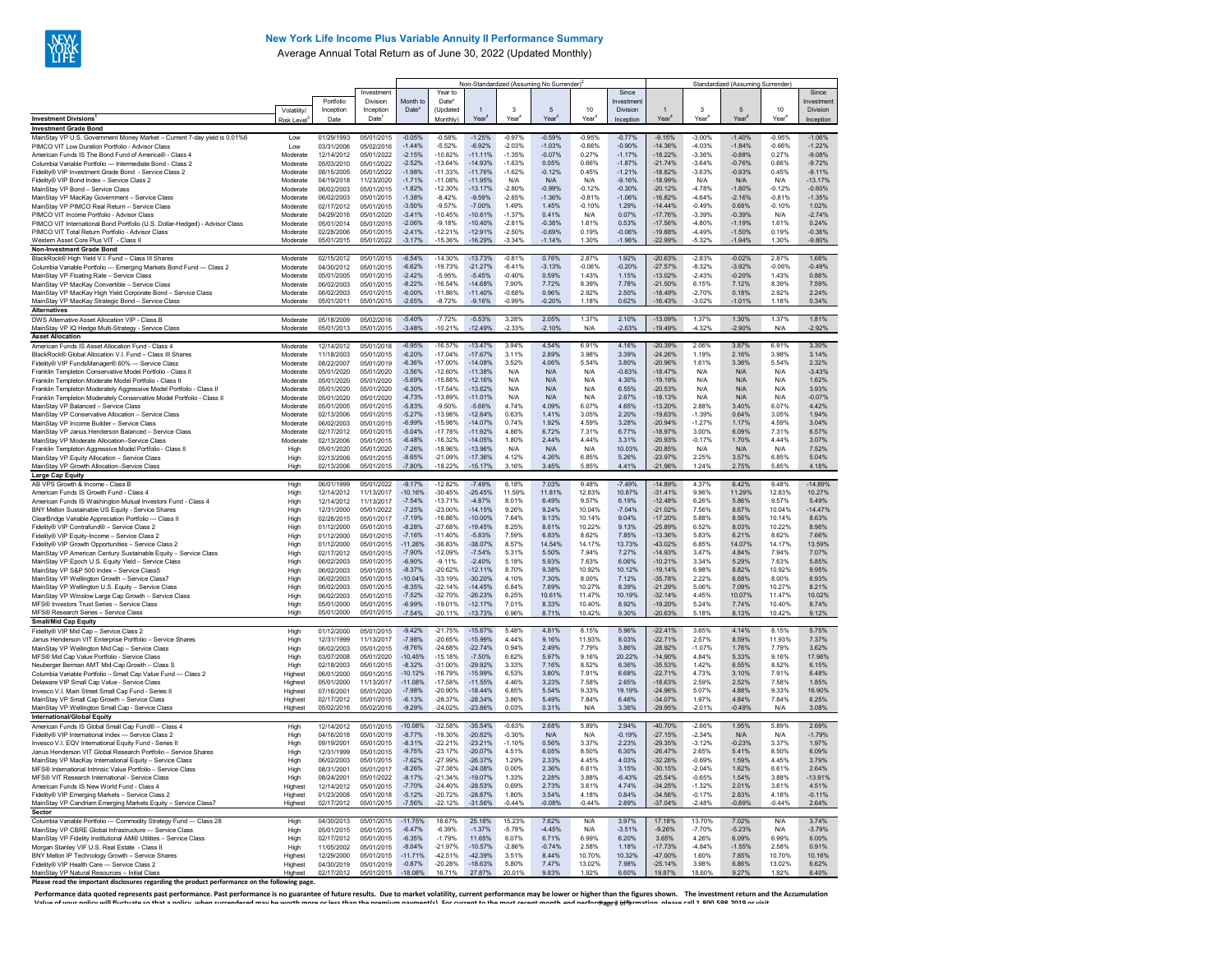## New York Life Income Plus Variable Annuity II Performance Summary

Average Annual Total Return as of June 30, 2022 (Updated Monthly)

| Investment Divisions[1] | Volatility/ Risk Level[2] | Portfolio Inception Date | Investment Division Inception Date[3] | Non-Standardized (Assuming No Surrender)[2] Month to Date[4] | Year to Date[4] (Updated Monthly) | 1 Year[4] | 3 Year[4] | 5 Year[4] | 10 Year[4] | Since Investment Division Inception | Standardized (Assuming Surrender) 1 Year[4] | 3 Year[4] | 5 Year[4] | 10 Year[4] | Since Investment Division Inception |
|---|---|---|---|---|---|---|---|---|---|---|---|---|---|---|---|
| **Investment Grade Bond** | | | | | | | | | | | | | | | |
| MainStay VP U.S. Government Money Market – Current 7-day yield is 0.01%6 | Low | 01/29/1993 | 05/01/2015 | -0.05% | -0.58% | -1.25% | -0.97% | -0.59% | -0.95% | -0.77% | -9.15% | -3.00% | -1.40% | -0.95% | -1.06% |
| PIMCO VIT Low Duration Portfolio - Advisor Class | Low | 03/31/2006 | 05/02/2016 | -1.44% | -5.52% | -6.92% | -2.03% | -1.03% | -0.66% | -0.90% | -14.36% | -4.03% | -1.84% | -0.66% | -1.22% |
| American Funds IS The Bond Fund of America® - Class 4 | Moderate | 12/14/2012 | 05/01/2022 | -2.15% | -10.82% | -11.11% | -1.35% | -0.07% | 0.27% | -1.17% | -18.22% | -3.36% | -0.88% | 0.27% | -9.08% |
| Columbia Variable Portfolio — Intermediate Bond - Class 2 | Moderate | 05/03/2010 | 05/01/2015 | -2.52% | -13.64% | -14.93% | -1.63% | 0.05% | 0.66% | -1.87% | -21.74% | -3.64% | -0.76% | 0.66% | -9.72% |
| Fidelity® VIP Investment Grade Bond - Service Class 2 | Moderate | 08/15/2005 | 05/01/2022 | -1.98% | -11.33% | -11.76% | -1.62% | -0.12% | 0.45% | -1.21% | -18.82% | -3.63% | -0.93% | 0.45% | -9.11% |
| Fidelity® VIP Bond Index – Service Class 2 | Moderate | 04/19/2018 | 11/23/2020 | -1.71% | -11.08% | -11.95% | N/A | N/A | N/A | -9.16% | -18.99% | N/A | N/A | N/A | -13.17% |
| MainStay VP Bond – Service Class | Moderate | 06/02/2003 | 05/01/2015 | -1.82% | -12.30% | -13.17% | -2.80% | -0.99% | -0.12% | -0.30% | -20.12% | -4.78% | -1.80% | -0.12% | -0.60% |
| MainStay VP MacKay Government – Service Class | Moderate | 06/02/2003 | 05/01/2015 | -1.38% | -8.42% | -9.59% | -2.65% | -1.36% | -0.81% | -1.06% | -16.82% | -4.64% | -2.16% | -0.81% | -1.35% |
| MainStay VP PIMCO Real Return – Service Class | Moderate | 02/17/2012 | 05/01/2015 | -3.50% | -9.57% | -7.00% | 1.49% | 1.45% | -0.10% | 1.29% | -14.44% | -0.49% | 0.68% | -0.10% | 1.02% |
| PIMCO VIT Income Portfolio - Advisor Class | Moderate | 04/29/2016 | 05/01/2020 | -3.41% | -10.45% | -10.61% | -1.37% | 0.41% | N/A | 0.07% | -17.76% | -3.39% | -0.39% | N/A | -2.74% |
| PIMCO VIT International Bond Portfolio (U.S. Dollar-Hedged) - Advisor Class | Moderate | 05/01/2014 | 05/01/2015 | -2.06% | -9.18% | -10.40% | -2.81% | -0.38% | 1.61% | 0.53% | -17.56% | -4.80% | -1.19% | 1.61% | 0.24% |
| PIMCO VIT Total Return Portfolio - Advisor Class | Moderate | 02/28/2006 | 05/01/2015 | -2.41% | -12.21% | -12.91% | -2.50% | -0.69% | 0.19% | -0.06% | -19.88% | -4.49% | -1.50% | 0.19% | -0.36% |
| Western Asset Core Plus VIT - Class II | Moderate | 05/01/2015 | 05/01/2022 | -3.17% | -15.36% | -16.29% | -3.34% | -1.14% | 1.30% | -1.96% | -22.99% | -5.32% | -1.94% | 1.30% | -9.80% |
| **Non-Investment Grade Bond** | | | | | | | | | | | | | | | |
| BlackRock® High Yield V.I. Fund – Class III Shares | Moderate | 02/15/2012 | 05/01/2015 | -6.54% | -14.30% | -13.73% | -0.81% | 0.76% | 2.87% | 1.92% | -20.63% | -2.83% | -0.02% | 2.87% | 1.66% |
| Columbia Variable Portfolio — Emerging Markets Bond Fund — Class 2 | Moderate | 04/30/2012 | 05/01/2015 | -6.62% | -19.73% | -21.27% | -6.41% | -3.13% | -0.06% | -0.20% | -27.57% | -8.32% | -3.92% | -0.06% | -0.49% |
| MainStay VP Floating Rate – Service Class | Moderate | 05/01/2005 | 05/01/2015 | -2.42% | -5.95% | -5.45% | -0.40% | 0.59% | 1.43% | 1.15% | -13.02% | -2.43% | -0.20% | 1.43% | 0.88% |
| MainStay VP MacKay Convertible – Service Class | Moderate | 06/02/2003 | 05/01/2015 | -8.22% | -16.54% | -14.68% | 7.90% | 7.72% | 8.39% | 7.78% | -21.50% | 6.15% | 7.12% | 8.39% | 7.59% |
| MainStay VP MacKay High Yield Corporate Bond – Service Class | Moderate | 06/02/2003 | 05/01/2015 | -6.00% | -11.86% | -11.40% | -0.68% | 0.96% | 2.92% | 2.50% | -18.49% | -2.70% | 0.18% | 2.92% | 2.24% |
| MainStay VP MacKay Strategic Bond – Service Class | Moderate | 05/01/2011 | 05/01/2015 | -2.65% | -8.72% | -9.16% | -0.99% | -0.20% | 1.18% | 0.62% | -16.43% | -3.02% | -1.01% | 1.18% | 0.34% |
| **Alternatives** | | | | | | | | | | | | | | | |
| DWS Alternative Asset Allocation VIP - Class B | Moderate | 05/18/2009 | 05/02/2016 | -5.40% | -7.72% | -5.53% | 3.28% | 2.05% | 1.37% | 2.10% | -13.09% | 1.37% | 1.30% | 1.37% | 1.81% |
| MainStay VP IQ Hedge Multi-Strategy - Service Class | Moderate | 05/01/2013 | 05/01/2015 | -3.48% | -10.21% | -12.49% | -2.33% | -2.10% | N/A | -2.63% | -19.49% | -4.32% | -2.90% | N/A | -2.92% |
| **Asset Allocation** | | | | | | | | | | | | | | | |
| American Funds IS Asset Allocation Fund - Class 4 | Moderate | 12/14/2012 | 05/01/2018 | -6.95% | -16.57% | -13.47% | 3.94% | 4.54% | 6.91% | 4.16% | -20.39% | 2.06% | 3.87% | 6.91% | 3.30% |
| BlackRock® Global Allocation V.I. Fund – Class III Shares | Moderate | 11/18/2003 | 05/01/2015 | -6.20% | -17.04% | -17.67% | 3.11% | 2.89% | 3.98% | 3.39% | -24.26% | 1.19% | 2.16% | 3.98% | 3.14% |
| Fidelity® VIP FundsManager® 60% — Service Class | Moderate | 08/22/2007 | 05/01/2019 | -6.36% | -17.00% | -14.08% | 3.52% | 4.06% | 5.54% | 3.80% | -20.96% | 1.61% | 3.36% | 5.54% | 2.32% |
| Franklin Templeton Conservative Model Portfolio - Class II | Moderate | 05/01/2020 | 05/01/2020 | -3.56% | -12.60% | -11.38% | N/A | N/A | N/A | -0.63% | -18.47% | N/A | N/A | N/A | -3.43% |
| Franklin Templeton Moderate Model Portfolio - Class II | Moderate | 05/01/2020 | 05/01/2020 | -5.69% | -15.88% | -12.16% | N/A | N/A | N/A | 4.30% | -19.19% | N/A | N/A | N/A | 1.62% |
| Franklin Templeton Moderately Aggressive Model Portfolio - Class II | Moderate | 05/01/2020 | 05/01/2020 | -6.30% | -17.54% | -13.62% | N/A | N/A | N/A | 6.55% | -20.53% | N/A | N/A | N/A | 3.93% |
| Franklin Templeton Moderately Conservative Model Portfolio - Class II | Moderate | 05/01/2020 | 05/01/2020 | -4.73% | -13.89% | -11.01% | N/A | N/A | N/A | 2.67% | -18.13% | N/A | N/A | N/A | -0.07% |
| MainStay VP Balanced – Service Class | Moderate | 05/01/2005 | 05/01/2015 | -5.83% | -9.50% | -5.66% | 4.74% | 4.09% | 6.07% | 4.65% | -13.20% | 2.88% | 3.40% | 6.07% | 4.42% |
| MainStay VP Conservative Allocation – Service Class | Moderate | 02/13/2006 | 05/01/2015 | -5.27% | -13.98% | -12.64% | 0.63% | 1.41% | 3.05% | 2.20% | -19.63% | -1.39% | 0.64% | 3.05% | 1.94% |
| MainStay VP Income Builder – Service Class | Moderate | 06/02/2003 | 05/01/2015 | -6.99% | -15.98% | -14.07% | 0.74% | 1.92% | 4.59% | 3.28% | -20.94% | -1.27% | 1.17% | 4.59% | 3.04% |
| MainStay VP Janus Henderson Balanced – Service Class | Moderate | 02/17/2012 | 05/01/2015 | -5.04% | -17.78% | -11.92% | 4.86% | 6.72% | 7.31% | 6.77% | -18.97% | 3.00% | 6.09% | 7.31% | 6.57% |
| MainStay VP Moderate Allocation–Service Class | Moderate | 02/13/2006 | 05/01/2015 | -6.48% | -16.32% | -14.05% | 1.80% | 2.44% | 4.44% | 3.31% | -20.93% | -0.17% | 1.70% | 4.44% | 3.07% |
| Franklin Templeton Aggressive Model Portfolio - Class II | High | 05/01/2020 | 05/01/2020 | -7.26% | -18.96% | -13.96% | N/A | N/A | N/A | 10.03% | -20.85% | N/A | N/A | N/A | 7.52% |
| MainStay VP Equity Allocation – Service Class | High | 02/13/2006 | 05/01/2015 | -8.65% | -21.09% | -17.36% | 4.12% | 4.26% | 6.85% | 5.26% | -23.97% | 2.25% | 3.57% | 6.85% | 5.04% |
| MainStay VP Growth Allocation–Service Class | High | 02/13/2006 | 05/01/2015 | -7.80% | -18.22% | -15.17% | 3.16% | 3.45% | 5.85% | 4.41% | -21.96% | 1.24% | 2.75% | 5.85% | 4.18% |
| **Large Cap Equity** | | | | | | | | | | | | | | | |
| AB VPS Growth & Income - Class B | High | 06/01/1999 | 05/01/2022 | -9.17% | -12.82% | -7.49% | 6.18% | 7.03% | 9.48% | -7.49% | -14.89% | 4.37% | 6.42% | 9.48% | -14.89% |
| American Funds IS Growth Fund - Class 4 | High | 12/14/2012 | 11/13/2017 | -10.16% | -30.45% | -25.45% | 11.59% | 11.81% | 12.83% | 10.87% | -31.41% | 9.96% | 11.29% | 12.83% | 10.27% |
| American Funds IS Washington Mutual Investors Fund - Class 4 | High | 12/14/2012 | 11/13/2017 | -7.54% | -13.71% | -4.87% | 8.01% | 6.49% | 9.57% | 6.19% | -12.48% | 6.26% | 5.86% | 9.57% | 5.49% |
| BNY Mellon Sustainable US Equity - Service Shares | High | 12/31/2000 | 05/01/2022 | -7.25% | -23.00% | -14.15% | 9.26% | 9.24% | 10.04% | -7.04% | -21.02% | 7.56% | 8.67% | 10.04% | -14.47% |
| ClearBridge Variable Appreciation Portfolio — Class II | High | 02/28/2015 | 05/01/2017 | -7.19% | -16.86% | -10.00% | 7.64% | 9.13% | 10.14% | 9.04% | -17.20% | 5.88% | 8.56% | 10.14% | 8.63% |
| Fidelity® VIP Contrafund® – Service Class 2 | High | 01/12/2000 | 05/01/2015 | -8.28% | -27.68% | -19.45% | 8.25% | 8.61% | 10.22% | 9.13% | -25.89% | 6.52% | 8.03% | 10.22% | 8.96% |
| Fidelity® VIP Equity-Income – Service Class 2 | High | 01/12/2000 | 05/01/2015 | -7.16% | -11.40% | -5.83% | 7.59% | 6.83% | 8.62% | 7.85% | -13.36% | 5.83% | 6.21% | 8.62% | 7.66% |
| Fidelity® VIP Growth Opportunities – Service Class 2 | High | 01/12/2000 | 05/01/2015 | -11.26% | -36.83% | -38.07% | 8.57% | 14.54% | 14.17% | 13.73% | -43.02% | 6.85% | 14.07% | 14.17% | 13.59% |
| MainStay VP American Century Sustainable Equity – Service Class | High | 02/17/2012 | 05/01/2015 | -7.90% | -12.09% | -7.54% | 5.31% | 5.50% | 7.94% | 7.27% | -14.93% | 3.47% | 4.84% | 7.94% | 7.07% |
| MainStay VP Epoch U.S. Equity Yield – Service Class | High | 06/02/2003 | 05/01/2015 | -6.90% | -9.11% | -2.40% | 5.18% | 5.93% | 7.63% | 6.06% | -10.21% | 3.34% | 5.29% | 7.63% | 5.85% |
| MainStay VP S&P 500 Index – Service Class5 | High | 06/02/2003 | 05/01/2015 | -8.37% | -20.62% | -12.11% | 8.70% | 9.38% | 10.92% | 10.12% | -19.14% | 6.98% | 8.82% | 10.92% | 9.95% |
| MainStay VP Wellington Growth – Service Class7 | High | 06/02/2003 | 05/01/2015 | -10.04% | -33.19% | -30.20% | 4.10% | 7.30% | 8.00% | 7.12% | -35.78% | 2.22% | 6.68% | 8.00% | 6.93% |
| MainStay VP Wellington U.S. Equity – Service Class | High | 06/02/2003 | 05/01/2015 | -8.35% | -22.14% | -14.45% | 6.84% | 7.69% | 10.27% | 8.39% | -21.29% | 5.06% | 7.09% | 10.27% | 8.21% |
| MainStay VP Winslow Large Cap Growth – Service Class | High | 06/02/2003 | 05/01/2015 | -7.52% | -32.70% | -26.23% | 6.25% | 10.61% | 11.47% | 10.19% | -32.14% | 4.45% | 10.07% | 11.47% | 10.02% |
| MFS® Investors Trust Series – Service Class | High | 05/01/2000 | 05/01/2015 | -6.99% | -19.01% | -12.17% | 7.01% | 8.33% | 10.40% | 8.92% | -19.20% | 5.24% | 7.74% | 10.40% | 8.74% |
| MFS® Research Series – Service Class | High | 05/01/2000 | 05/01/2015 | -7.54% | -20.11% | -13.73% | 6.96% | 8.71% | 10.42% | 9.30% | -20.63% | 5.18% | 8.13% | 10.42% | 9.12% |
| **Small/Mid Cap Equity** | | | | | | | | | | | | | | | |
| Fidelity® VIP Mid Cap – Service Class 2 | High | 01/12/2000 | 05/01/2015 | -9.42% | -21.75% | -15.67% | 5.48% | 4.81% | 8.15% | 5.96% | -22.41% | 3.65% | 4.14% | 8.15% | 5.75% |
| Janus Henderson VIT Enterprise Portfolio – Service Shares | High | 12/31/1999 | 11/13/2017 | -7.98% | -20.65% | -15.99% | 4.44% | 9.16% | 11.93% | 8.03% | -22.71% | 2.57% | 8.59% | 11.93% | 7.37% |
| MainStay VP Wellington Mid Cap – Service Class | High | 06/02/2003 | 05/01/2015 | -9.76% | -24.68% | -22.74% | 0.94% | 2.49% | 7.79% | 3.86% | -28.92% | -1.07% | 1.76% | 7.79% | 3.62% |
| MFS® Mid Cap Value Portfolio - Service Class | High | 03/07/2008 | 05/01/2020 | -10.45% | -15.18% | -7.50% | 6.62% | 5.97% | 9.16% | 20.22% | -14.90% | 4.84% | 5.33% | 9.16% | 17.96% |
| Neuberger Berman AMT Mid-Cap Growth – Class S | High | 02/18/2003 | 05/01/2015 | -8.32% | -31.00% | -29.92% | 3.33% | 7.16% | 8.52% | 6.36% | -35.53% | 1.42% | 6.55% | 8.52% | 6.15% |
| Columbia Variable Portfolio – Small Cap Value Fund — Class 2 | Highest | 06/01/2000 | 05/01/2015 | -10.12% | -16.79% | -15.99% | 6.53% | 3.80% | 7.91% | 6.68% | -22.71% | 4.73% | 3.10% | 7.91% | 6.48% |
| Delaware VIP Small Cap Value - Service Class | Highest | 05/01/2000 | 11/13/2017 | -11.08% | -17.58% | -11.55% | 4.46% | 3.23% | 7.58% | 2.65% | -18.63% | 2.59% | 2.52% | 7.58% | 1.85% |
| Invesco V.I. Main Street Small Cap Fund - Series II | Highest | 07/16/2001 | 05/01/2020 | -7.98% | -20.90% | -18.44% | 6.85% | 5.54% | 9.33% | 19.19% | -24.96% | 5.07% | 4.88% | 9.33% | 16.90% |
| MainStay VP Small Cap Growth – Service Class | Highest | 02/17/2012 | 05/01/2015 | -6.13% | -28.37% | -28.34% | 3.86% | 5.49% | 7.84% | 6.46% | -34.07% | 1.97% | 4.84% | 7.84% | 6.25% |
| MainStay VP Wellington Small Cap - Service Class | Highest | 05/02/2016 | 05/02/2016 | -9.29% | -24.02% | -23.86% | 0.03% | 0.31% | N/A | 3.36% | -29.95% | -2.01% | -0.49% | N/A | 3.08% |
| **International/Global Equity** | | | | | | | | | | | | | | | |
| American Funds IS Global Small Cap Fund® – Class 4 | High | 12/14/2012 | 05/01/2015 | -10.08% | -32.58% | -35.54% | -0.63% | 2.68% | 5.89% | 2.94% | -40.70% | -2.66% | 1.95% | 5.89% | 2.69% |
| Fidelity® VIP International Index – Service Class 2 | High | 04/16/2018 | 05/01/2019 | -8.77% | -19.30% | -20.82% | -0.30% | N/A | N/A | -0.19% | -27.15% | -2.34% | N/A | N/A | -1.79% |
| Invesco V.I. EQV International Equity Fund - Series II | High | 09/19/2001 | 05/01/2015 | -8.31% | -22.21% | -23.21% | -1.10% | 0.56% | 3.37% | 2.23% | -29.35% | -3.12% | -0.23% | 3.37% | 1.97% |
| Janus Henderson VIT Global Research Portfolio – Service Shares | High | 12/31/1999 | 05/01/2015 | -9.75% | -23.17% | -20.07% | 4.51% | 6.05% | 8.50% | 6.30% | -26.47% | 2.65% | 5.41% | 8.50% | 6.09% |
| MainStay VP MacKay International Equity – Service Class | High | 06/02/2003 | 05/01/2015 | -7.62% | -27.99% | -26.37% | 1.29% | 2.33% | 4.45% | 4.03% | -32.26% | -0.69% | 1.59% | 4.45% | 3.79% |
| MFS® International Intrinsic Value Portfolio – Service Class | High | 08/31/2001 | 05/01/2017 | -8.26% | -27.38% | -24.08% | 0.00% | 2.36% | 6.61% | 3.15% | -30.15% | -2.04% | 1.62% | 6.61% | 2.64% |
| MFS® VIT Research International - Service Class | High | 08/24/2001 | 05/01/2022 | -8.17% | -21.34% | -19.07% | 1.33% | 2.28% | 3.88% | -6.43% | -25.54% | -0.65% | 1.54% | 3.88% | -13.91% |
| American Funds IS New World Fund - Class 4 | Highest | 12/14/2012 | 05/01/2015 | -7.70% | -24.40% | -28.53% | 0.69% | 2.73% | 3.61% | 4.74% | -34.25% | -1.32% | 2.01% | 3.61% | 4.51% |
| Fidelity® VIP Emerging Markets – Service Class 2 | Highest | 01/23/2008 | 05/01/2018 | -5.12% | -20.72% | -28.87% | 1.80% | 3.54% | 4.18% | 0.84% | -34.56% | -0.17% | 2.83% | 4.18% | -0.11% |
| MainStay VP Candriam Emerging Markets Equity – Service Class7 | Highest | 02/17/2012 | 05/01/2015 | -7.56% | -22.12% | -31.56% | -0.44% | -0.08% | -0.44% | 2.89% | -37.04% | -2.48% | -0.89% | -0.44% | 2.64% |
| **Sector** | | | | | | | | | | | | | | | |
| Columbia Variable Portfolio — Commodity Strategy Fund — Class 28 | High | 04/30/2013 | 05/01/2015 | -11.75% | 18.67% | 25.18% | 15.23% | 7.62% | N/A | 3.97% | 17.18% | 13.70% | 7.02% | N/A | 3.74% |
| MainStay VP CBRE Global Infrastructure — Service Class | High | 05/01/2015 | 05/01/2015 | -6.47% | -6.39% | -1.37% | -5.78% | -4.45% | N/A | -3.51% | -9.26% | -7.70% | -5.23% | N/A | -3.79% |
| MainStay VP Fidelity Institutional AM® Utilities – Service Class | High | 02/17/2012 | 05/01/2015 | -6.35% | -1.79% | 11.65% | 6.07% | 6.71% | 6.99% | 6.20% | 3.65% | 4.26% | 6.09% | 6.99% | 6.00% |
| Morgan Stanley VIF U.S. Real Estate - Class II | High | 11/05/2002 | 05/01/2015 | -8.04% | -21.97% | -10.57% | -2.86% | -0.74% | 2.58% | 1.18% | -17.73% | -4.84% | -1.55% | 2.58% | 0.91% |
| BNY Mellon IP Technology Growth – Service Shares | Highest | 12/29/2000 | 05/01/2015 | -11.71% | -42.51% | -42.39% | 3.51% | 8.44% | 10.70% | 10.32% | -47.00% | 1.60% | 7.85% | 10.70% | 10.16% |
| Fidelity® VIP Health Care — Service Class 2 | Highest | 04/30/2019 | 05/01/2019 | -0.87% | -20.28% | -18.63% | 5.80% | 7.47% | 13.02% | 7.98% | -25.14% | 3.98% | 6.86% | 13.02% | 6.62% |
| MainStay VP Natural Resources – Initial Class | Highest | 02/17/2012 | 05/01/2015 | -18.08% | 16.71% | 27.87% | 20.01% | 9.83% | 1.92% | 6.60% | 19.87% | 18.60% | 9.27% | 1.92% | 6.40% |

Please read the important disclosures regarding the product performance on the following page.

**Performance data quoted represents past performance. Past performance is no guarantee of future results. Due to market volatility, current performance may be lower or higher than the figures shown. The investment return and the Accumulation Value of your policy will fluctuate so that a policy, when surrendered may be worth more or less than the premium payment(s). For current to the most recent month end performance information, please call 1-800-598-2019 or visit**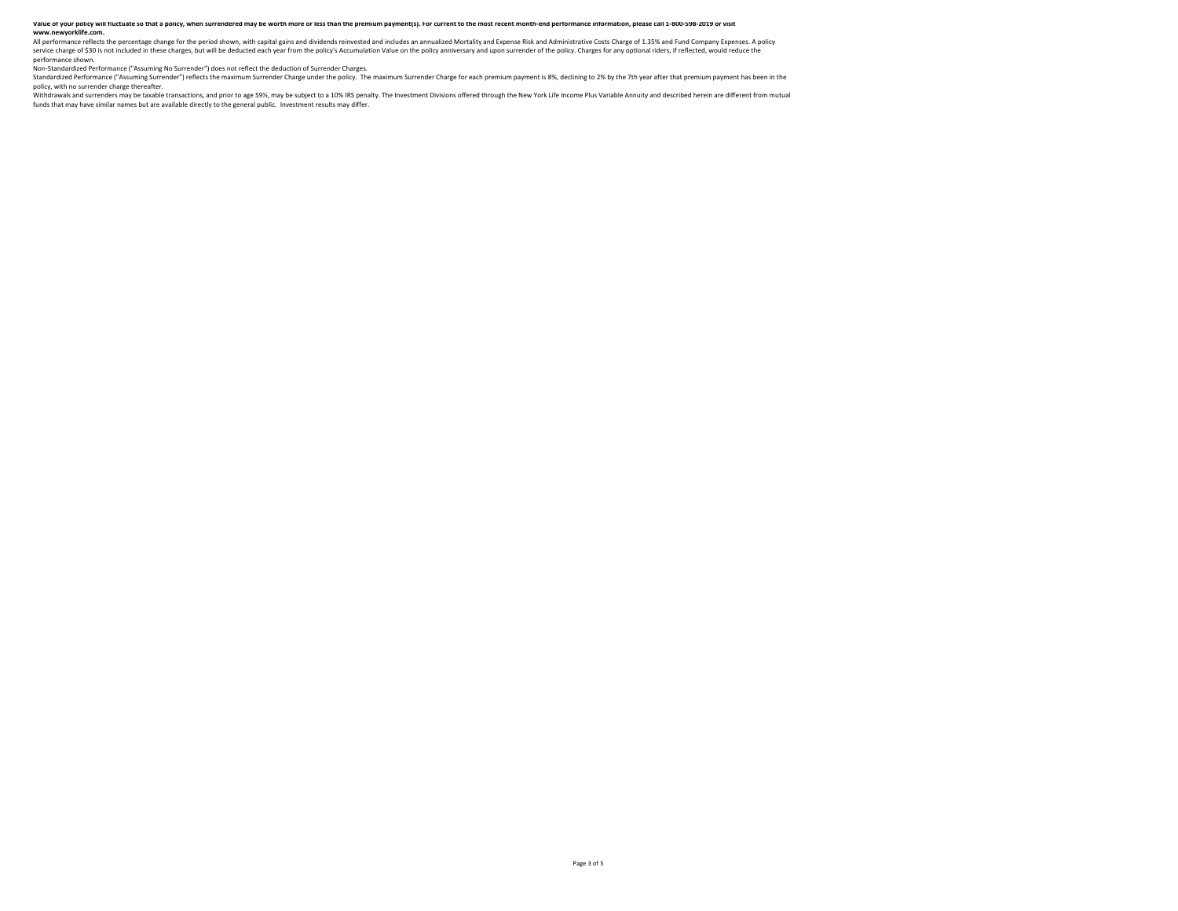**Value of your policy will fluctuate so that a policy, when surrendered may be worth more or less than the premium payment(s). For current to the most recent month-end performance information, please call 1-800-598-2019 or visit www.newyorklife.com.**

All performance reflects the percentage change for the period shown, with capital gains and dividends reinvested and includes an annualized Mortality and Expense Risk and Administrative Costs Charge of 1.35% and Fund Company Expenses. A policy service charge of $30 is not included in these charges, but will be deducted each year from the policy's Accumulation Value on the policy anniversary and upon surrender of the policy. Charges for any optional riders, if reflected, would reduce the performance shown.

Non-Standardized Performance ("Assuming No Surrender") does not reflect the deduction of Surrender Charges.

Standardized Performance ("Assuming Surrender") reflects the maximum Surrender Charge under the policy. The maximum Surrender Charge for each premium payment is 8%, declining to 2% by the 7th year after that premium payment has been in the policy, with no surrender charge thereafter.

Withdrawals and surrenders may be taxable transactions, and prior to age 59½, may be subject to a 10% IRS penalty. The Investment Divisions offered through the New York Life Income Plus Variable Annuity and described herein are different from mutual funds that may have similar names but are available directly to the general public. Investment results may differ.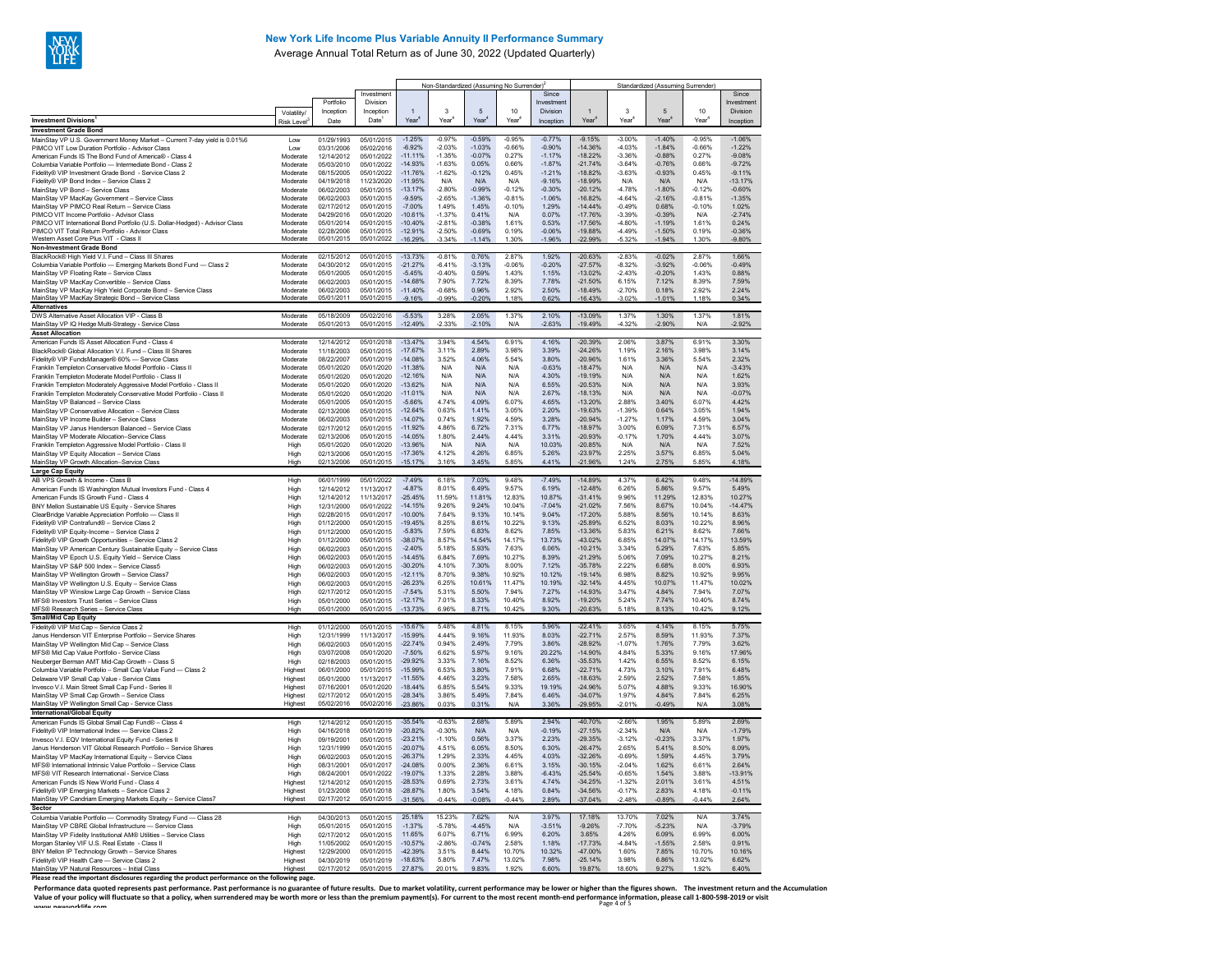# New York Life Income Plus Variable Annuity II Performance Summary

Average Annual Total Return as of June 30, 2022 (Updated Quarterly)

| Investment Divisions[1] | Volatility/ Risk Level[3] | Portfolio Inception Date | Investment Division Inception Date[1] | Non-Standardized (Assuming No Surrender)[2] 1 Year[4] | 3 Year[4] | 5 Year[4] | 10 Year[4] | Since Investment Division Inception | Standardized (Assuming Surrender) 1 Year[4] | 3 Year[4] | 5 Year[4] | 10 Year[4] | Since Investment Division Inception |
|---|---|---|---|---|---|---|---|---|---|---|---|---|---|
| **Investment Grade Bond** | | | | | | | | | | | | | |
| MainStay VP U.S. Government Money Market – Current 7-day yield is 0.01%6 | Low | 01/29/1993 | 05/01/2015 | -1.25% | -0.97% | -0.59% | -0.95% | -0.77% | -9.15% | -3.00% | -1.40% | -0.95% | -1.06% |
| PIMCO VIT Low Duration Portfolio - Advisor Class | Low | 03/31/2006 | 05/02/2016 | -6.92% | -2.03% | -1.03% | -0.66% | -0.90% | -14.36% | -4.03% | -1.84% | -0.66% | -1.22% |
| American Funds IS The Bond Fund of America® - Class 4 | Moderate | 12/14/2012 | 05/01/2022 | -11.11% | -1.35% | -0.07% | 0.27% | -1.17% | -18.22% | -3.36% | -0.88% | 0.27% | -9.08% |
| Columbia Variable Portfolio — Intermediate Bond - Class 2 | Moderate | 05/03/2010 | 05/01/2022 | -14.93% | -1.63% | 0.05% | 0.66% | -1.87% | -21.74% | -3.64% | -0.76% | 0.66% | -9.72% |
| Fidelity® VIP Investment Grade Bond - Service Class 2 | Moderate | 08/15/2005 | 05/01/2022 | -11.76% | -1.62% | -0.12% | 0.45% | -1.21% | -18.82% | -3.63% | -0.93% | 0.45% | -9.11% |
| Fidelity® VIP Bond Index – Service Class 2 | Moderate | 04/19/2018 | 11/23/2020 | -11.95% | N/A | N/A | N/A | -9.16% | -18.99% | N/A | N/A | N/A | -13.17% |
| MainStay VP Bond – Service Class | Moderate | 06/02/2003 | 05/01/2015 | -13.17% | -2.80% | -0.99% | -0.12% | -0.30% | -20.12% | -4.78% | -1.80% | -0.12% | -0.60% |
| MainStay VP MacKay Government – Service Class | Moderate | 06/02/2003 | 05/01/2015 | -9.59% | -2.65% | -1.36% | -0.81% | -1.06% | -16.82% | -4.64% | -2.16% | -0.81% | -1.35% |
| MainStay VP PIMCO Real Return – Service Class | Moderate | 02/17/2012 | 05/01/2015 | -7.00% | 1.49% | 1.45% | -0.10% | 1.29% | -14.44% | -0.49% | 0.68% | -0.10% | 1.02% |
| PIMCO VIT Income Portfolio - Advisor Class | Moderate | 04/29/2016 | 05/01/2020 | -10.61% | -1.37% | 0.41% | N/A | 0.07% | -17.76% | -3.39% | -0.39% | N/A | -2.74% |
| PIMCO VIT International Bond Portfolio (U.S. Dollar-Hedged) - Advisor Class | Moderate | 05/01/2014 | 05/01/2015 | -10.40% | -2.81% | -0.38% | 1.61% | 0.53% | -17.56% | -4.80% | -1.19% | 1.61% | 0.24% |
| PIMCO VIT Total Return Portfolio - Advisor Class | Moderate | 02/28/2006 | 05/01/2015 | -12.91% | -2.50% | -0.69% | 0.19% | -0.06% | -19.88% | -4.49% | -1.50% | 0.19% | -0.36% |
| Western Asset Core Plus VIT - Class II | Moderate | 05/01/2015 | 05/01/2022 | -16.29% | -3.34% | -1.14% | 1.30% | -1.96% | -22.99% | -5.32% | -1.94% | 1.30% | -9.80% |
| **Non-Investment Grade Bond** | | | | | | | | | | | | | |
| BlackRock® High Yield V.I. Fund – Class III Shares | Moderate | 02/15/2012 | 05/01/2015 | -13.73% | -0.81% | 0.76% | 2.87% | 1.92% | -20.63% | -2.83% | -0.02% | 2.87% | 1.66% |
| Columbia Variable Portfolio — Emerging Markets Bond Fund — Class 2 | Moderate | 04/30/2012 | 05/01/2015 | -21.27% | -6.41% | -3.13% | -0.06% | -0.20% | -27.57% | -8.32% | -3.92% | -0.06% | -0.49% |
| MainStay VP Floating Rate – Service Class | Moderate | 05/01/2005 | 05/01/2015 | -5.45% | -0.40% | 0.59% | 1.43% | 1.15% | -13.02% | -2.43% | -0.20% | 1.43% | 0.88% |
| MainStay VP MacKay Convertible – Service Class | Moderate | 06/02/2003 | 05/01/2015 | -14.68% | 7.90% | 7.72% | 8.39% | 7.78% | -21.50% | 6.15% | 7.12% | 8.39% | 7.59% |
| MainStay VP MacKay High Yield Corporate Bond – Service Class | Moderate | 06/02/2003 | 05/01/2015 | -11.40% | -0.68% | 0.96% | 2.92% | 2.50% | -18.49% | -2.70% | 0.18% | 2.92% | 2.24% |
| MainStay VP MacKay Strategic Bond – Service Class | Moderate | 05/01/2011 | 05/01/2015 | -9.16% | -0.99% | -0.20% | 1.18% | 0.62% | -16.43% | -3.02% | -1.01% | 1.18% | 0.34% |
| **Alternatives** | | | | | | | | | | | | | |
| DWS Alternative Asset Allocation VIP - Class B | Moderate | 05/18/2009 | 05/02/2016 | -5.53% | 3.28% | 2.05% | 1.37% | 2.10% | -13.09% | 1.37% | 1.30% | 1.37% | 1.81% |
| MainStay VP IQ Hedge Multi-Strategy - Service Class | Moderate | 05/01/2013 | 05/01/2015 | -12.49% | -2.33% | -2.10% | N/A | -2.63% | -19.49% | -4.32% | -2.90% | N/A | -2.92% |
| **Asset Allocation** | | | | | | | | | | | | | |
| American Funds IS Asset Allocation Fund - Class 4 | Moderate | 12/14/2012 | 05/01/2018 | -13.47% | 3.94% | 4.54% | 6.91% | 4.16% | -20.39% | 2.06% | 3.87% | 6.91% | 3.30% |
| BlackRock® Global Allocation V.I. Fund – Class III Shares | Moderate | 11/18/2003 | 05/01/2015 | -17.67% | 3.11% | 2.89% | 3.98% | 3.39% | -24.26% | 1.19% | 2.16% | 3.98% | 3.14% |
| Fidelity® VIP FundsManager® 60% — Service Class | Moderate | 08/22/2007 | 05/01/2019 | -14.08% | 3.52% | 4.06% | 5.54% | 3.80% | -20.96% | 1.61% | 3.36% | 5.54% | 2.32% |
| Franklin Templeton Conservative Model Portfolio - Class II | Moderate | 05/01/2020 | 05/01/2020 | -11.38% | N/A | N/A | N/A | -0.63% | -18.47% | N/A | N/A | N/A | -3.43% |
| Franklin Templeton Moderate Model Portfolio - Class II | Moderate | 05/01/2020 | 05/01/2020 | -12.16% | N/A | N/A | N/A | 4.30% | -19.19% | N/A | N/A | N/A | 1.62% |
| Franklin Templeton Moderately Aggressive Model Portfolio - Class II | Moderate | 05/01/2020 | 05/01/2020 | -13.62% | N/A | N/A | N/A | 6.55% | -20.53% | N/A | N/A | N/A | 3.93% |
| Franklin Templeton Moderately Conservative Model Portfolio - Class II | Moderate | 05/01/2020 | 05/01/2020 | -11.01% | N/A | N/A | N/A | 2.67% | -18.13% | N/A | N/A | N/A | -0.07% |
| MainStay VP Balanced – Service Class | Moderate | 05/01/2005 | 05/01/2015 | -5.66% | 4.74% | 4.09% | 6.07% | 4.65% | -13.20% | 2.88% | 3.40% | 6.07% | 4.42% |
| MainStay VP Conservative Allocation – Service Class | Moderate | 02/13/2006 | 05/01/2015 | -12.64% | 0.63% | 1.41% | 3.05% | 2.20% | -19.63% | -1.39% | 0.64% | 3.05% | 1.94% |
| MainStay VP Income Builder – Service Class | Moderate | 06/02/2003 | 05/01/2015 | -14.07% | 0.74% | 1.92% | 4.59% | 3.28% | -20.94% | -1.27% | 1.17% | 4.59% | 3.04% |
| MainStay VP Janus Henderson Balanced – Service Class | Moderate | 02/17/2012 | 05/01/2015 | -11.92% | 4.86% | 6.72% | 7.31% | 6.77% | -18.97% | 3.00% | 6.09% | 7.31% | 6.57% |
| MainStay VP Moderate Allocation –Service Class | Moderate | 02/13/2006 | 05/01/2015 | -14.05% | 1.80% | 2.44% | 4.44% | 3.31% | -20.93% | -0.17% | 1.70% | 4.44% | 3.07% |
| Franklin Templeton Aggressive Model Portfolio - Class II | High | 05/01/2020 | 05/01/2020 | -13.96% | N/A | N/A | N/A | 10.03% | -20.85% | N/A | N/A | N/A | 7.52% |
| MainStay VP Equity Allocation – Service Class | High | 02/13/2006 | 05/01/2015 | -17.36% | 4.12% | 4.26% | 6.85% | 5.26% | -23.97% | 2.25% | 3.57% | 6.85% | 5.04% |
| MainStay VP Growth Allocation–Service Class | High | 02/13/2006 | 05/01/2015 | -15.17% | 3.16% | 3.45% | 5.85% | 4.41% | -21.96% | 1.24% | 2.75% | 5.85% | 4.18% |
| **Large Cap Equity** | | | | | | | | | | | | | |
| AB VPS Growth & Income - Class B | High | 06/01/1999 | 05/01/2022 | -7.49% | 6.18% | 7.03% | 9.48% | -7.49% | -14.89% | 4.37% | 6.42% | 9.48% | -14.89% |
| American Funds IS Washington Mutual Investors Fund - Class 4 | High | 12/14/2012 | 11/13/2017 | -4.87% | 8.01% | 6.49% | 9.57% | 6.19% | -12.48% | 6.26% | 5.86% | 9.57% | 5.49% |
| American Funds IS Growth Fund - Class 4 | High | 12/14/2012 | 11/13/2017 | -25.45% | 11.59% | 11.81% | 12.83% | 10.87% | -31.41% | 9.96% | 11.29% | 12.83% | 10.27% |
| BNY Mellon Sustainable US Equity - Service Shares | High | 12/31/2000 | 05/01/2022 | -14.15% | 9.26% | 9.24% | 10.04% | -7.04% | -21.02% | 7.56% | 8.67% | 10.04% | -14.47% |
| ClearBridge Variable Appreciation Portfolio — Class II | High | 02/28/2015 | 05/01/2017 | -10.00% | 7.64% | 9.13% | 10.14% | 9.04% | -17.20% | 5.88% | 8.56% | 10.14% | 8.63% |
| Fidelity® VIP Contrafund® – Service Class 2 | High | 01/12/2000 | 05/01/2015 | -19.45% | 8.25% | 8.61% | 10.22% | 9.13% | -25.89% | 6.52% | 8.03% | 10.22% | 8.96% |
| Fidelity® VIP Equity-Income – Service Class 2 | High | 01/12/2000 | 05/01/2015 | -5.83% | 7.59% | 6.83% | 8.62% | 7.85% | -13.36% | 5.83% | 6.21% | 8.62% | 7.66% |
| Fidelity® VIP Growth Opportunities – Service Class 2 | High | 01/12/2000 | 05/01/2015 | -38.07% | 8.57% | 14.54% | 14.17% | 13.73% | -43.02% | 6.85% | 14.07% | 14.17% | 13.59% |
| MainStay VP American Century Sustainable Equity – Service Class | High | 06/02/2003 | 05/01/2015 | -2.40% | 5.18% | 5.93% | 7.63% | 6.06% | -10.21% | 3.34% | 5.29% | 7.63% | 5.85% |
| MainStay VP Epoch U.S. Equity Yield – Service Class | High | 06/02/2003 | 05/01/2015 | -14.45% | 6.84% | 7.69% | 10.27% | 8.39% | -21.29% | 5.06% | 7.09% | 10.27% | 8.21% |
| MainStay VP S&P 500 Index – Service Class5 | High | 06/02/2003 | 05/01/2015 | -30.20% | 4.10% | 7.30% | 8.00% | 7.12% | -35.78% | 2.22% | 6.68% | 8.00% | 6.93% |
| MainStay VP Wellington Growth – Service Class7 | High | 06/02/2003 | 05/01/2015 | -12.11% | 8.70% | 9.38% | 10.92% | 10.12% | -19.14% | 6.98% | 8.82% | 10.92% | 9.95% |
| MainStay VP Wellington U.S. Equity – Service Class | High | 06/02/2003 | 05/01/2015 | -26.23% | 6.25% | 10.61% | 11.47% | 10.19% | -32.14% | 4.45% | 10.07% | 11.47% | 10.02% |
| MainStay VP Winslow Large Cap Growth – Service Class | High | 02/17/2012 | 05/01/2015 | -7.54% | 5.31% | 5.50% | 7.94% | 7.27% | -14.93% | 3.47% | 4.84% | 7.94% | 7.07% |
| MFS® Investors Trust Series – Service Class | High | 05/01/2000 | 05/01/2015 | -12.17% | 7.01% | 8.33% | 10.40% | 8.92% | -19.20% | 5.24% | 7.74% | 10.40% | 8.74% |
| MFS® Research Series – Service Class | High | 05/01/2000 | 05/01/2015 | -13.73% | 6.96% | 8.71% | 10.42% | 9.30% | -20.63% | 5.18% | 8.13% | 10.42% | 9.12% |
| **Small/Mid Cap Equity** | | | | | | | | | | | | | |
| Fidelity® VIP Mid Cap – Service Class 2 | High | 01/12/2000 | 05/01/2015 | -15.67% | 5.48% | 4.81% | 8.15% | 5.96% | -22.41% | 3.65% | 4.14% | 8.15% | 5.75% |
| Janus Henderson VIT Enterprise Portfolio – Service Shares | High | 12/31/1999 | 11/13/2017 | -15.99% | 4.44% | 9.16% | 11.93% | 8.03% | -22.71% | 2.57% | 8.59% | 11.93% | 7.37% |
| MainStay VP Wellington Mid Cap – Service Class | High | 06/02/2003 | 05/01/2015 | -22.74% | 0.94% | 2.49% | 7.79% | 3.86% | -28.92% | -1.07% | 1.76% | 7.79% | 3.62% |
| MFS® Mid Cap Value Portfolio - Service Class | High | 03/07/2008 | 05/01/2020 | -7.50% | 6.62% | 5.97% | 9.16% | 20.22% | -14.90% | 4.84% | 5.33% | 9.16% | 17.96% |
| Neuberger Berman AMT Mid-Cap Growth – Class S | High | 02/18/2003 | 05/01/2015 | -29.92% | 3.33% | 7.16% | 8.52% | 6.36% | -35.53% | 1.42% | 6.55% | 8.52% | 6.15% |
| Columbia Variable Portfolio – Small Cap Value Fund — Class 2 | Highest | 06/01/2000 | 05/01/2015 | -15.99% | 6.53% | 3.80% | 7.91% | 6.68% | -22.71% | 4.73% | 3.10% | 7.91% | 6.48% |
| Delaware VIP Small Cap Value - Service Class | Highest | 05/01/2000 | 11/13/2017 | -11.55% | 4.46% | 3.23% | 7.58% | 2.65% | -18.63% | 2.59% | 2.52% | 7.58% | 1.85% |
| Invesco V.I. Main Street Small Cap Fund - Series II | Highest | 07/16/2001 | 05/01/2020 | -18.44% | 6.85% | 5.54% | 9.33% | 19.19% | -24.96% | 5.07% | 4.88% | 9.33% | 16.90% |
| MainStay VP Small Cap Growth – Service Class | Highest | 02/17/2012 | 05/01/2015 | -28.34% | 3.86% | 5.49% | 7.84% | 6.46% | -34.07% | 1.97% | 4.84% | 7.84% | 6.25% |
| MainStay VP Wellington Small Cap - Service Class | Highest | 05/02/2016 | 05/02/2016 | -23.86% | 0.03% | 0.31% | N/A | 3.36% | -29.95% | -2.01% | -0.49% | N/A | 3.08% |
| **International/Global Equity** | | | | | | | | | | | | | |
| American Funds IS Global Small Cap Fund® – Class 4 | High | 12/14/2012 | 05/01/2015 | -35.54% | -0.63% | 2.68% | 5.89% | 2.94% | -40.70% | -2.66% | 1.95% | 5.89% | 2.69% |
| Fidelity® VIP International Index — Service Class 2 | High | 04/16/2018 | 05/01/2019 | -20.82% | -0.30% | N/A | N/A | -0.19% | -27.15% | -2.34% | N/A | N/A | -1.79% |
| Invesco V.I. EQV International Equity Fund - Series II | High | 09/19/2001 | 05/01/2015 | -23.21% | -1.10% | 0.56% | 3.37% | 2.23% | -29.35% | -3.12% | -0.23% | 3.37% | 1.97% |
| Janus Henderson VIT Global Research Portfolio – Service Shares | High | 12/31/1999 | 05/01/2015 | -20.07% | 4.51% | 6.05% | 8.50% | 6.30% | -26.47% | 2.65% | 5.41% | 8.50% | 6.09% |
| MainStay VP MacKay International Equity – Service Class | High | 06/02/2003 | 05/01/2015 | -26.37% | 1.29% | 2.33% | 4.45% | 4.03% | -32.26% | -0.69% | 1.59% | 4.45% | 3.79% |
| MFS® International Intrinsic Value Portfolio – Service Class | High | 08/31/2001 | 05/01/2017 | -24.08% | 0.00% | 2.36% | 6.61% | 3.15% | -30.15% | -2.04% | 1.62% | 6.61% | 2.64% |
| MFS® VIT Research International - Service Class | High | 08/24/2001 | 05/01/2022 | -19.07% | 1.33% | 2.28% | 3.88% | -6.43% | -25.54% | -0.65% | 1.54% | 3.88% | -13.91% |
| American Funds IS New World Fund - Class 4 | Highest | 12/14/2012 | 05/01/2015 | -28.53% | 0.69% | 2.73% | 3.61% | 4.74% | -34.25% | -1.32% | 2.01% | 3.61% | 4.51% |
| Fidelity® VIP Emerging Markets – Service Class 2 | Highest | 01/23/2008 | 05/01/2018 | -28.87% | 1.80% | 3.54% | 4.18% | 0.84% | -34.56% | -0.17% | 2.83% | 4.18% | -0.11% |
| MainStay VP Candriam Emerging Markets Equity – Service Class7 | Highest | 02/17/2012 | 05/01/2015 | -31.56% | -0.44% | -0.08% | -0.44% | 2.89% | -37.04% | -2.48% | -0.89% | -0.44% | 2.64% |
| **Sector** | | | | | | | | | | | | | |
| Columbia Variable Portfolio — Commodity Strategy Fund — Class 28 | High | 04/30/2013 | 05/01/2015 | 25.18% | 15.23% | 7.62% | N/A | 3.97% | 17.18% | 13.70% | 7.02% | N/A | 3.74% |
| MainStay VP CBRE Global Infrastructure — Service Class | High | 05/01/2015 | 05/01/2015 | -1.37% | -5.78% | -4.45% | N/A | -3.51% | -9.26% | -7.70% | -5.23% | N/A | -3.79% |
| MainStay VP Fidelity Institutional AM® Utilities – Service Class | High | 02/17/2012 | 05/01/2015 | 11.65% | 6.07% | 6.71% | 6.99% | 6.20% | 3.65% | 4.26% | 6.09% | 6.99% | 6.00% |
| Morgan Stanley VIF U.S. Real Estate - Class II | High | 11/05/2002 | 05/01/2015 | -10.57% | -2.86% | -0.74% | 2.58% | 1.18% | -17.73% | -4.84% | -1.55% | 2.58% | 0.91% |
| BNY Mellon IP Technology Growth – Service Shares | Highest | 12/29/2000 | 05/01/2015 | -42.39% | 3.51% | 8.44% | 10.70% | 10.32% | -47.00% | 1.60% | 7.85% | 10.70% | 10.16% |
| Fidelity® VIP Health Care — Service Class 2 | Highest | 04/30/2019 | 05/01/2019 | -18.63% | 5.80% | 7.47% | 13.02% | 7.98% | -25.14% | 3.98% | 6.86% | 13.02% | 6.62% |
| MainStay VP Natural Resources – Initial Class | Highest | 02/17/2012 | 05/01/2015 | 27.87% | 20.01% | 9.83% | 1.92% | 6.60% | 19.87% | 18.60% | 9.27% | 1.92% | 6.40% |

**Please read the important disclosures regarding the product performance on the following page.**

**Performance data quoted represents past performance. Past performance is no guarantee of future results. Due to market volatility, current performance may be lower or higher than the figures shown. The investment return and the Accumulation Value of your policy will fluctuate so that a policy, when surrendered may be worth more or less than the premium payment(s). For current to the most recent month-end performance information, please call 1-800-598-2019 or visit www.newyorklife.com**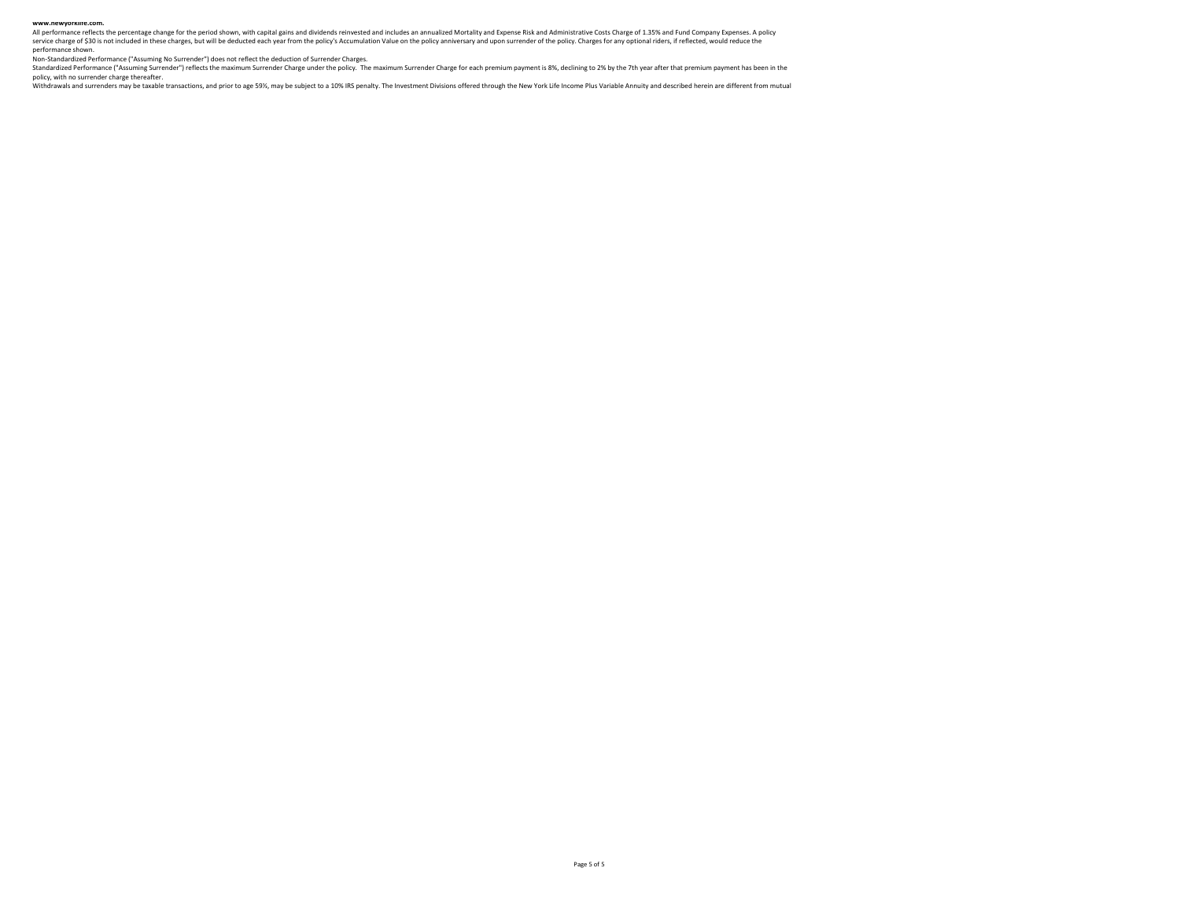**www.newyorklife.com.**

All performance reflects the percentage change for the period shown, with capital gains and dividends reinvested and includes an annualized Mortality and Expense Risk and Administrative Costs Charge of 1.35% and Fund Company Expenses. A policy service charge of $30 is not included in these charges, but will be deducted each year from the policy's Accumulation Value on the policy anniversary and upon surrender of the policy. Charges for any optional riders, if reflected, would reduce the performance shown.

Non-Standardized Performance ("Assuming No Surrender") does not reflect the deduction of Surrender Charges.

Standardized Performance ("Assuming Surrender") reflects the maximum Surrender Charge under the policy. The maximum Surrender Charge for each premium payment is 8%, declining to 2% by the 7th year after that premium payment has been in the policy, with no surrender charge thereafter.

Withdrawals and surrenders may be taxable transactions, and prior to age 59½, may be subject to a 10% IRS penalty. The Investment Divisions offered through the New York Life Income Plus Variable Annuity and described herein are different from mutual